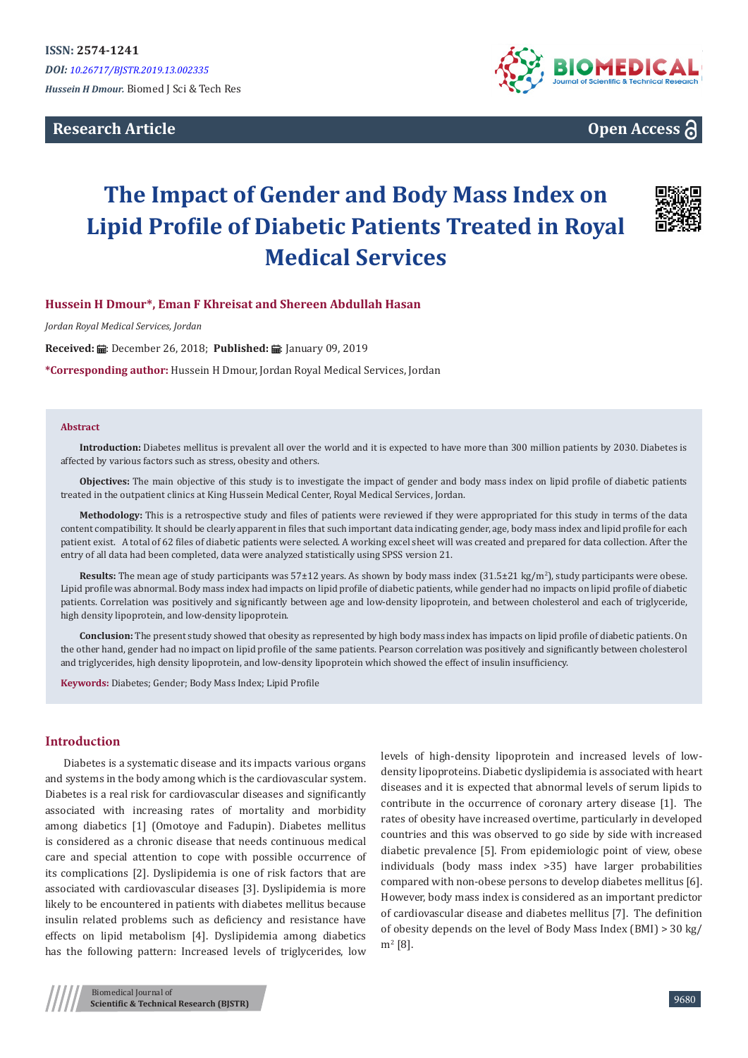ISSN: 2574-1241

*DOI: 10.26717/BJSTR.2019.13.002335*

*Hussein H Dmour.* Biomed J Sci & Tech Res

**Research Article**

**Open Access**

# The Impact of Gender and Body Mass Index on Lipid Profile of Diabetic Patients Treated in Royal Medical Services

**Hussein H Dmour*, Eman F Khreisat and Shereen Abdullah Hasan**

*Jordan Royal Medical Services, Jordan*

**Received:** December 26, 2018; **Published:** January 09, 2019

***Corresponding author:** Hussein H Dmour, Jordan Royal Medical Services, Jordan

## Abstract

**Introduction:** Diabetes mellitus is prevalent all over the world and it is expected to have more than 300 million patients by 2030. Diabetes is affected by various factors such as stress, obesity and others.

**Objectives:** The main objective of this study is to investigate the impact of gender and body mass index on lipid profile of diabetic patients treated in the outpatient clinics at King Hussein Medical Center, Royal Medical Services, Jordan.

**Methodology:** This is a retrospective study and files of patients were reviewed if they were appropriated for this study in terms of the data content compatibility. It should be clearly apparent in files that such important data indicating gender, age, body mass index and lipid profile for each patient exist. A total of 62 files of diabetic patients were selected. A working excel sheet will was created and prepared for data collection. After the entry of all data had been completed, data were analyzed statistically using SPSS version 21.

**Results:** The mean age of study participants was 57±12 years. As shown by body mass index (31.5±21 kg/m$^2$), study participants were obese. Lipid profile was abnormal. Body mass index had impacts on lipid profile of diabetic patients, while gender had no impacts on lipid profile of diabetic patients. Correlation was positively and significantly between age and low-density lipoprotein, and between cholesterol and each of triglyceride, high density lipoprotein, and low-density lipoprotein.

**Conclusion:** The present study showed that obesity as represented by high body mass index has impacts on lipid profile of diabetic patients. On the other hand, gender had no impact on lipid profile of the same patients. Pearson correlation was positively and significantly between cholesterol and triglycerides, high density lipoprotein, and low-density lipoprotein which showed the effect of insulin insufficiency.

**Keywords:** Diabetes; Gender; Body Mass Index; Lipid Profile

## Introduction

Diabetes is a systematic disease and its impacts various organs and systems in the body among which is the cardiovascular system. Diabetes is a real risk for cardiovascular diseases and significantly associated with increasing rates of mortality and morbidity among diabetics [1] (Omotoye and Fadupin). Diabetes mellitus is considered as a chronic disease that needs continuous medical care and special attention to cope with possible occurrence of its complications [2]. Dyslipidemia is one of risk factors that are associated with cardiovascular diseases [3]. Dyslipidemia is more likely to be encountered in patients with diabetes mellitus because insulin related problems such as deficiency and resistance have effects on lipid metabolism [4]. Dyslipidemia among diabetics has the following pattern: Increased levels of triglycerides, low levels of high-density lipoprotein and increased levels of low-density lipoproteins. Diabetic dyslipidemia is associated with heart diseases and it is expected that abnormal levels of serum lipids to contribute in the occurrence of coronary artery disease [1]. The rates of obesity have increased overtime, particularly in developed countries and this was observed to go side by side with increased diabetic prevalence [5]. From epidemiologic point of view, obese individuals (body mass index >35) have larger probabilities compared with non-obese persons to develop diabetes mellitus [6]. However, body mass index is considered as an important predictor of cardiovascular disease and diabetes mellitus [7]. The definition of obesity depends on the level of Body Mass Index (BMI) > 30 kg/m$^2$ [8].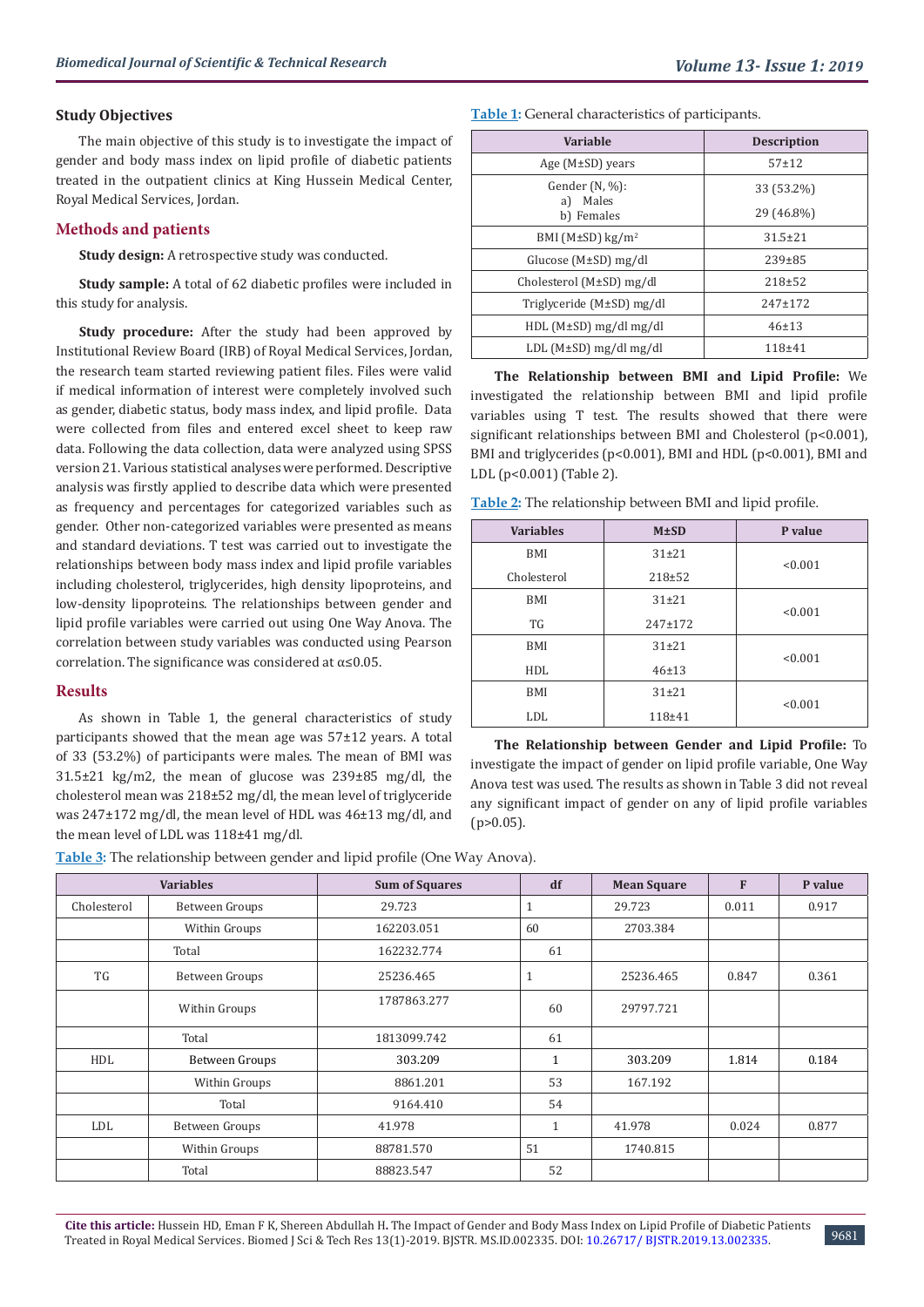### Study Objectives

The main objective of this study is to investigate the impact of gender and body mass index on lipid profile of diabetic patients treated in the outpatient clinics at King Hussein Medical Center, Royal Medical Services, Jordan.

## Methods and patients

**Study design:** A retrospective study was conducted.

**Study sample:** A total of 62 diabetic profiles were included in this study for analysis.

**Study procedure:** After the study had been approved by Institutional Review Board (IRB) of Royal Medical Services, Jordan, the research team started reviewing patient files. Files were valid if medical information of interest were completely involved such as gender, diabetic status, body mass index, and lipid profile. Data were collected from files and entered excel sheet to keep raw data. Following the data collection, data were analyzed using SPSS version 21. Various statistical analyses were performed. Descriptive analysis was firstly applied to describe data which were presented as frequency and percentages for categorized variables such as gender. Other non-categorized variables were presented as means and standard deviations. T test was carried out to investigate the relationships between body mass index and lipid profile variables including cholesterol, triglycerides, high density lipoproteins, and low-density lipoproteins. The relationships between gender and lipid profile variables were carried out using One Way Anova. The correlation between study variables was conducted using Pearson correlation. The significance was considered at $\alpha \leq 0.05$.

## Results

As shown in Table 1, the general characteristics of study participants showed that the mean age was 57±12 years. A total of 33 (53.2%) of participants were males. The mean of BMI was 31.5±21 kg/m2, the mean of glucose was 239±85 mg/dl, the cholesterol mean was 218±52 mg/dl, the mean level of triglyceride was 247±172 mg/dl, the mean level of HDL was 46±13 mg/dl, and the mean level of LDL was 118±41 mg/dl.

Table 1: General characteristics of participants.

| Variable | Description |
|---|---|
| Age (M±SD) years | 57±12 |
| Gender (N, %): a) Males b) Females | 33 (53.2%) 29 (46.8%) |
| BMI (M±SD) kg/m$^2$ | 31.5±21 |
| Glucose (M±SD) mg/dl | 239±85 |
| Cholesterol (M±SD) mg/dl | 218±52 |
| Triglyceride (M±SD) mg/dl | 247±172 |
| HDL (M±SD) mg/dl mg/dl | 46±13 |
| LDL (M±SD) mg/dl mg/dl | 118±41 |

**The Relationship between BMI and Lipid Profile:** We investigated the relationship between BMI and lipid profile variables using T test. The results showed that there were significant relationships between BMI and Cholesterol (p<0.001), BMI and triglycerides (p<0.001), BMI and HDL (p<0.001), BMI and LDL (p<0.001) (Table 2).

Table 2: The relationship between BMI and lipid profile.

| Variables | M±SD | P value |
|---|---|---|
| BMI | 31±21 | <0.001 |
| Cholesterol | 218±52 | |
| BMI | 31±21 | <0.001 |
| TG | 247±172 | |
| BMI | 31±21 | <0.001 |
| HDL | 46±13 | |
| BMI | 31±21 | <0.001 |
| LDL | 118±41 | |

**The Relationship between Gender and Lipid Profile:** To investigate the impact of gender on lipid profile variable, One Way Anova test was used. The results as shown in Table 3 did not reveal any significant impact of gender on any of lipid profile variables (p>0.05).

Table 3: The relationship between gender and lipid profile (One Way Anova).

| Variables | | Sum of Squares | df | Mean Square | F | P value |
|---|---|---|---|---|---|---|
| Cholesterol | Between Groups | 29.723 | 1 | 29.723 | 0.011 | 0.917 |
| | Within Groups | 162203.051 | 60 | 2703.384 | | |
| | Total | 162232.774 | 61 | | | |
| TG | Between Groups | 25236.465 | 1 | 25236.465 | 0.847 | 0.361 |
| | Within Groups | 1787863.277 | 60 | 29797.721 | | |
| | Total | 1813099.742 | 61 | | | |
| HDL | Between Groups | 303.209 | 1 | 303.209 | 1.814 | 0.184 |
| | Within Groups | 8861.201 | 53 | 167.192 | | |
| | Total | 9164.410 | 54 | | | |
| LDL | Between Groups | 41.978 | 1 | 41.978 | 0.024 | 0.877 |
| | Within Groups | 88781.570 | 51 | 1740.815 | | |
| | Total | 88823.547 | 52 | | | |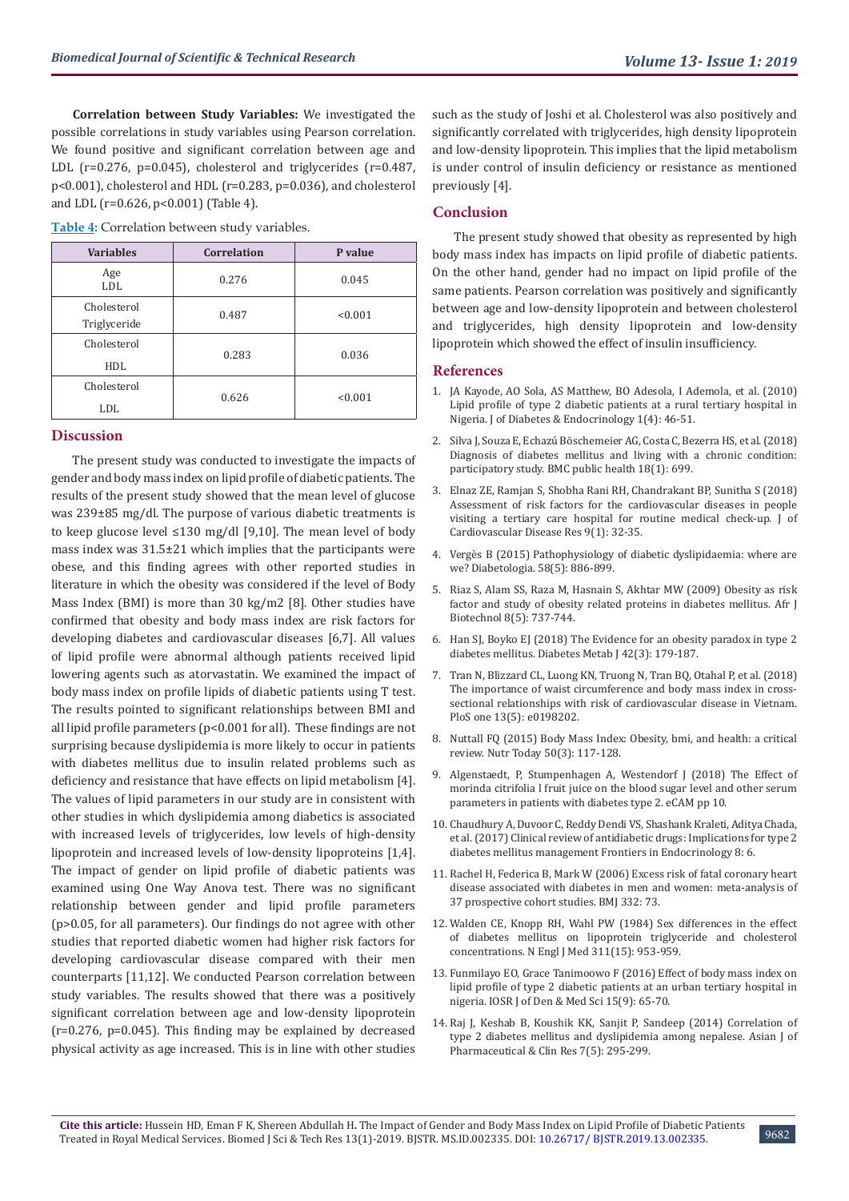**Correlation between Study Variables:** We investigated the possible correlations in study variables using Pearson correlation. We found positive and significant correlation between age and LDL (r=0.276, p=0.045), cholesterol and triglycerides (r=0.487, p<0.001), cholesterol and HDL (r=0.283, p=0.036), and cholesterol and LDL (r=0.626, p<0.001) (Table 4).

**Table 4:** Correlation between study variables.

| Variables | Correlation | P value |
|---|---|---|
| Age<br>LDL | 0.276 | 0.045 |
| Cholesterol<br>Triglyceride | 0.487 | <0.001 |
| Cholesterol<br>HDL | 0.283 | 0.036 |
| Cholesterol<br>LDL | 0.626 | <0.001 |

## Discussion

The present study was conducted to investigate the impacts of gender and body mass index on lipid profile of diabetic patients. The results of the present study showed that the mean level of glucose was 239±85 mg/dl. The purpose of various diabetic treatments is to keep glucose level ≤130 mg/dl [9,10]. The mean level of body mass index was 31.5±21 which implies that the participants were obese, and this finding agrees with other reported studies in literature in which the obesity was considered if the level of Body Mass Index (BMI) is more than 30 kg/m2 [8]. Other studies have confirmed that obesity and body mass index are risk factors for developing diabetes and cardiovascular diseases [6,7]. All values of lipid profile were abnormal although patients received lipid lowering agents such as atorvastatin. We examined the impact of body mass index on profile lipids of diabetic patients using T test. The results pointed to significant relationships between BMI and all lipid profile parameters (p<0.001 for all). These findings are not surprising because dyslipidemia is more likely to occur in patients with diabetes mellitus due to insulin related problems such as deficiency and resistance that have effects on lipid metabolism [4]. The values of lipid parameters in our study are in consistent with other studies in which dyslipidemia among diabetics is associated with increased levels of triglycerides, low levels of high-density lipoprotein and increased levels of low-density lipoproteins [1,4]. The impact of gender on lipid profile of diabetic patients was examined using One Way Anova test. There was no significant relationship between gender and lipid profile parameters (p>0.05, for all parameters). Our findings do not agree with other studies that reported diabetic women had higher risk factors for developing cardiovascular disease compared with their men counterparts [11,12]. We conducted Pearson correlation between study variables. The results showed that there was a positively significant correlation between age and low-density lipoprotein (r=0.276, p=0.045). This finding may be explained by decreased physical activity as age increased. This is in line with other studies such as the study of Joshi et al. Cholesterol was also positively and significantly correlated with triglycerides, high density lipoprotein and low-density lipoprotein. This implies that the lipid metabolism is under control of insulin deficiency or resistance as mentioned previously [4].

## Conclusion

The present study showed that obesity as represented by high body mass index has impacts on lipid profile of diabetic patients. On the other hand, gender had no impact on lipid profile of the same patients. Pearson correlation was positively and significantly between age and low-density lipoprotein and between cholesterol and triglycerides, high density lipoprotein and low-density lipoprotein which showed the effect of insulin insufficiency.

## References

1. JA Kayode, AO Sola, AS Matthew, BO Adesola, I Ademola, et al. (2010) Lipid profile of type 2 diabetic patients at a rural tertiary hospital in Nigeria. J of Diabetes & Endocrinology 1(4): 46-51.
2. Silva J, Souza E, Echazú Böschemeier AG, Costa C, Bezerra HS, et al. (2018) Diagnosis of diabetes mellitus and living with a chronic condition: participatory study. BMC public health 18(1): 699.
3. Elnaz ZE, Ramjan S, Shobha Rani RH, Chandrakant BP, Sunitha S (2018) Assessment of risk factors for the cardiovascular diseases in people visiting a tertiary care hospital for routine medical check-up. J of Cardiovascular Disease Res 9(1): 32-35.
4. Vergès B (2015) Pathophysiology of diabetic dyslipidaemia: where are we? Diabetologia. 58(5): 886-899.
5. Riaz S, Alam SS, Raza M, Hasnain S, Akhtar MW (2009) Obesity as risk factor and study of obesity related proteins in diabetes mellitus. Afr J Biotechnol 8(5): 737-744.
6. Han SJ, Boyko EJ (2018) The Evidence for an obesity paradox in type 2 diabetes mellitus. Diabetes Metab J 42(3): 179-187.
7. Tran N, Blizzard CL, Luong KN, Truong N, Tran BQ, Otahal P, et al. (2018) The importance of waist circumference and body mass index in cross-sectional relationships with risk of cardiovascular disease in Vietnam. PloS one 13(5): e0198202.
8. Nuttall FQ (2015) Body Mass Index: Obesity, bmi, and health: a critical review. Nutr Today 50(3): 117-128.
9. Algenstaedt, P, Stumpenhagen A, Westendorf J (2018) The Effect of morinda citrifolia l fruit juice on the blood sugar level and other serum parameters in patients with diabetes type 2. eCAM pp 10.
10. Chaudhury A, Duvoor C, Reddy Dendi VS, Shashank Kraleti, Aditya Chada, et al. (2017) Clinical review of antidiabetic drugs: Implications for type 2 diabetes mellitus management Frontiers in Endocrinology 8: 6.
11. Rachel H, Federica B, Mark W (2006) Excess risk of fatal coronary heart disease associated with diabetes in men and women: meta-analysis of 37 prospective cohort studies. BMJ 332: 73.
12. Walden CE, Knopp RH, Wahl PW (1984) Sex differences in the effect of diabetes mellitus on lipoprotein triglyceride and cholesterol concentrations. N Engl J Med 311(15): 953-959.
13. Funmilayo EO, Grace Tanimoowo F (2016) Effect of body mass index on lipid profile of type 2 diabetic patients at an urban tertiary hospital in nigeria. IOSR J of Den & Med Sci 15(9): 65-70.
14. Raj J, Keshab B, Koushik KK, Sanjit P, Sandeep (2014) Correlation of type 2 diabetes mellitus and dyslipidemia among nepalese. Asian J of Pharmaceutical & Clin Res 7(5): 295-299.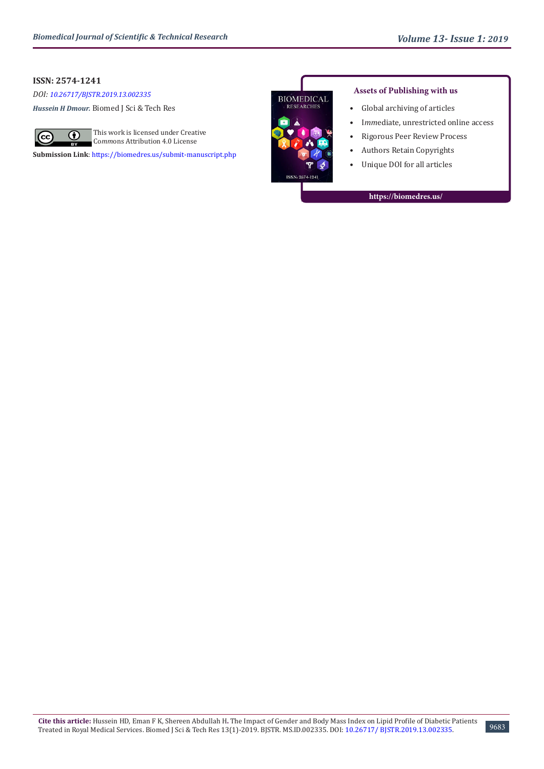**ISSN: 2574-1241**

*DOI: 10.26717/BJSTR.2019.13.002335*

***Hussein H Dmour.*** Biomed J Sci & Tech Res

This work is licensed under Creative Commons Attribution 4.0 License

**Submission Link**: https://biomedres.us/submit-manuscript.php

### Assets of Publishing with us

- Global archiving of articles
- Immediate, unrestricted online access
- Rigorous Peer Review Process
- Authors Retain Copyrights
- Unique DOI for all articles

**https://biomedres.us/**

**Cite this article:** Hussein HD, Eman F K, Shereen Abdullah H**.** The Impact of Gender and Body Mass Index on Lipid Profile of Diabetic Patients Treated in Royal Medical Services. Biomed J Sci & Tech Res 13(1)-2019. BJSTR. MS.ID.002335. DOI: 10.26717/ BJSTR.2019.13.002335.